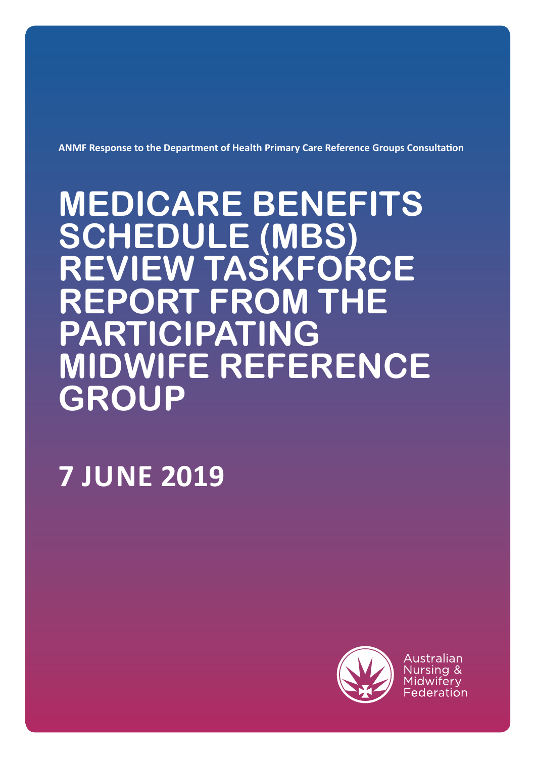**ANMF Response to the Department of Health Primary Care Reference Groups Consultation**

# MEDICARE BENEFITS SCHEDULE (MBS) REVIEW TASKFORCE REPORT FROM THE PARTICIPATING MIDWIFE REFERENCE GROUP

## 7 JUNE 2019

Australian Nursing & Midwifery Federation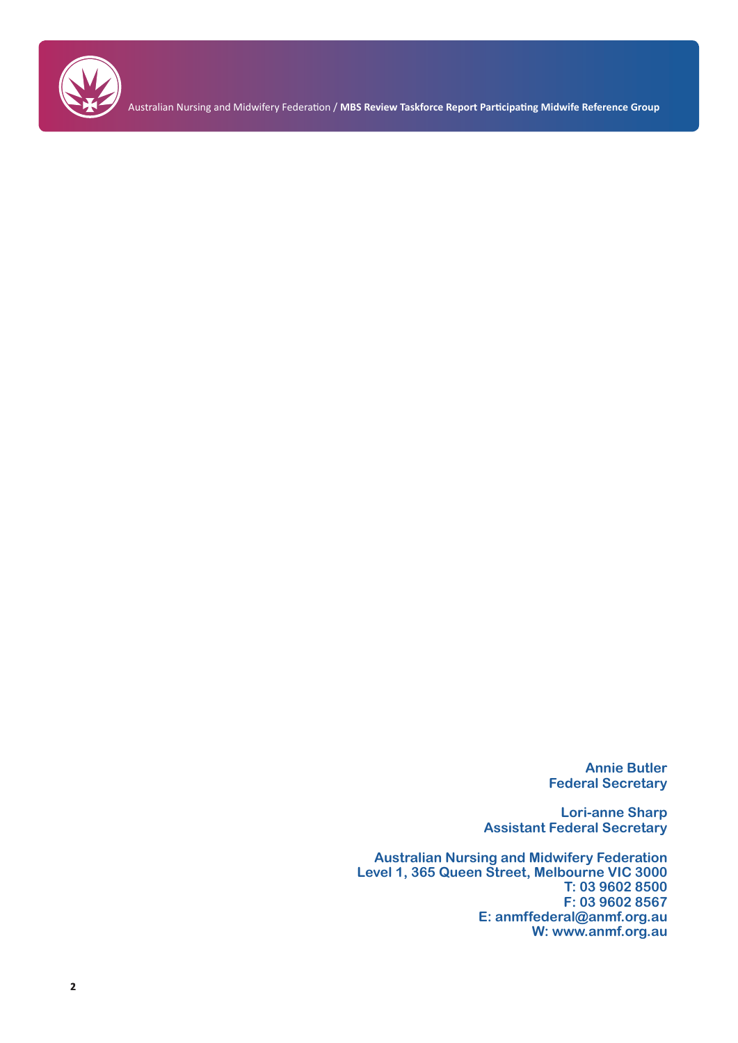**Annie Butler**
**Federal Secretary**

**Lori-anne Sharp**
**Assistant Federal Secretary**

**Australian Nursing and Midwifery Federation**
**Level 1, 365 Queen Street, Melbourne VIC 3000**
**T: 03 9602 8500**
**F: 03 9602 8567**
**E: anmffederal@anmf.org.au**
**W: www.anmf.org.au**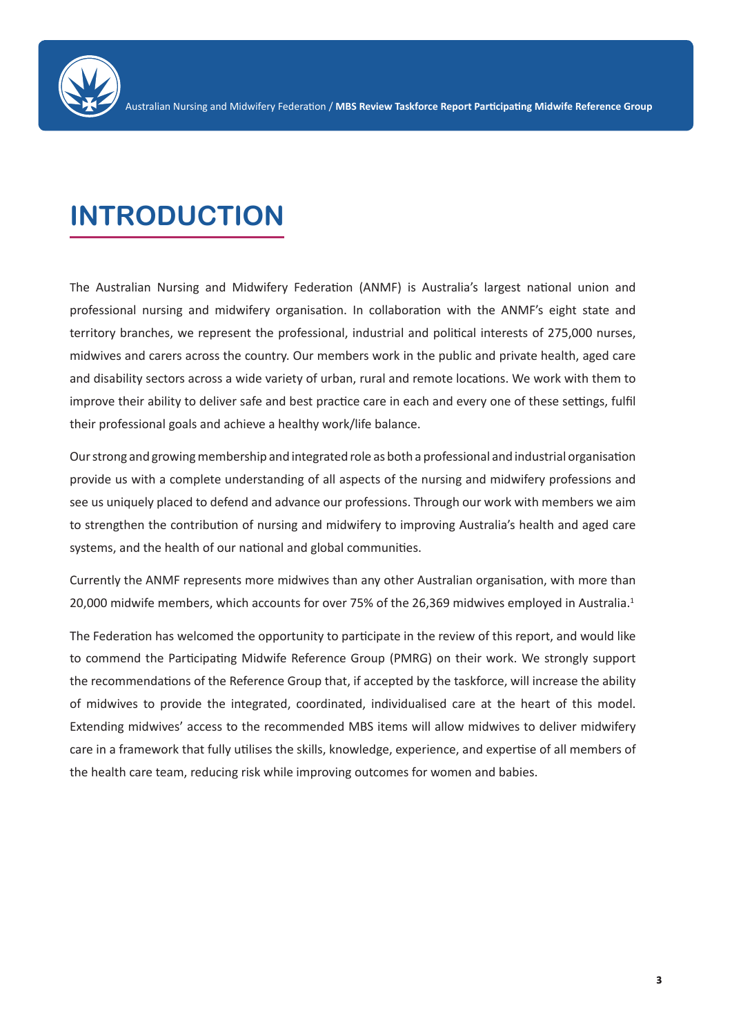# INTRODUCTION

The Australian Nursing and Midwifery Federation (ANMF) is Australia's largest national union and professional nursing and midwifery organisation. In collaboration with the ANMF's eight state and territory branches, we represent the professional, industrial and political interests of 275,000 nurses, midwives and carers across the country. Our members work in the public and private health, aged care and disability sectors across a wide variety of urban, rural and remote locations. We work with them to improve their ability to deliver safe and best practice care in each and every one of these settings, fulfil their professional goals and achieve a healthy work/life balance.

Our strong and growing membership and integrated role as both a professional and industrial organisation provide us with a complete understanding of all aspects of the nursing and midwifery professions and see us uniquely placed to defend and advance our professions. Through our work with members we aim to strengthen the contribution of nursing and midwifery to improving Australia's health and aged care systems, and the health of our national and global communities.

Currently the ANMF represents more midwives than any other Australian organisation, with more than 20,000 midwife members, which accounts for over 75% of the 26,369 midwives employed in Australia.[1]

The Federation has welcomed the opportunity to participate in the review of this report, and would like to commend the Participating Midwife Reference Group (PMRG) on their work. We strongly support the recommendations of the Reference Group that, if accepted by the taskforce, will increase the ability of midwives to provide the integrated, coordinated, individualised care at the heart of this model. Extending midwives' access to the recommended MBS items will allow midwives to deliver midwifery care in a framework that fully utilises the skills, knowledge, experience, and expertise of all members of the health care team, reducing risk while improving outcomes for women and babies.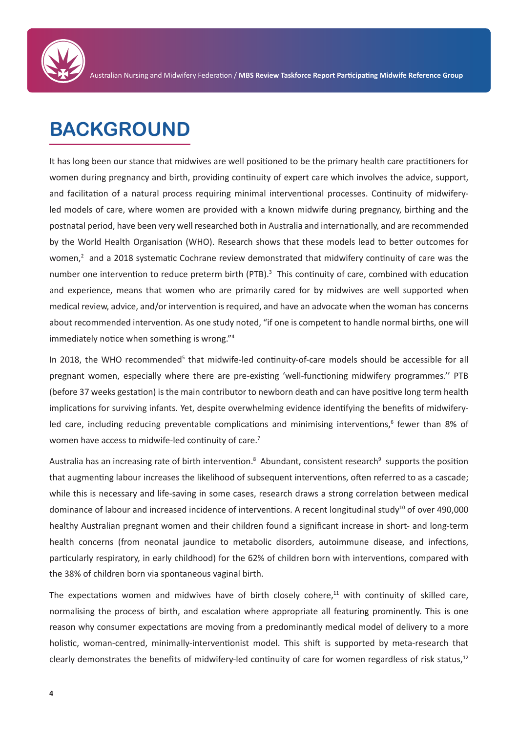# BACKGROUND

It has long been our stance that midwives are well positioned to be the primary health care practitioners for women during pregnancy and birth, providing continuity of expert care which involves the advice, support, and facilitation of a natural process requiring minimal interventional processes. Continuity of midwifery-led models of care, where women are provided with a known midwife during pregnancy, birthing and the postnatal period, have been very well researched both in Australia and internationally, and are recommended by the World Health Organisation (WHO). Research shows that these models lead to better outcomes for women,[2] and a 2018 systematic Cochrane review demonstrated that midwifery continuity of care was the number one intervention to reduce preterm birth (PTB).[3] This continuity of care, combined with education and experience, means that women who are primarily cared for by midwives are well supported when medical review, advice, and/or intervention is required, and have an advocate when the woman has concerns about recommended intervention. As one study noted, "if one is competent to handle normal births, one will immediately notice when something is wrong."[4]

In 2018, the WHO recommended[5] that midwife-led continuity-of-care models should be accessible for all pregnant women, especially where there are pre-existing 'well-functioning midwifery programmes.'' PTB (before 37 weeks gestation) is the main contributor to newborn death and can have positive long term health implications for surviving infants. Yet, despite overwhelming evidence identifying the benefits of midwifery-led care, including reducing preventable complications and minimising interventions,[6] fewer than 8% of women have access to midwife-led continuity of care.[7]

Australia has an increasing rate of birth intervention.[8] Abundant, consistent research[9] supports the position that augmenting labour increases the likelihood of subsequent interventions, often referred to as a cascade; while this is necessary and life-saving in some cases, research draws a strong correlation between medical dominance of labour and increased incidence of interventions. A recent longitudinal study[10] of over 490,000 healthy Australian pregnant women and their children found a significant increase in short- and long-term health concerns (from neonatal jaundice to metabolic disorders, autoimmune disease, and infections, particularly respiratory, in early childhood) for the 62% of children born with interventions, compared with the 38% of children born via spontaneous vaginal birth.

The expectations women and midwives have of birth closely cohere,[11] with continuity of skilled care, normalising the process of birth, and escalation where appropriate all featuring prominently. This is one reason why consumer expectations are moving from a predominantly medical model of delivery to a more holistic, woman-centred, minimally-interventionist model. This shift is supported by meta-research that clearly demonstrates the benefits of midwifery-led continuity of care for women regardless of risk status,[12]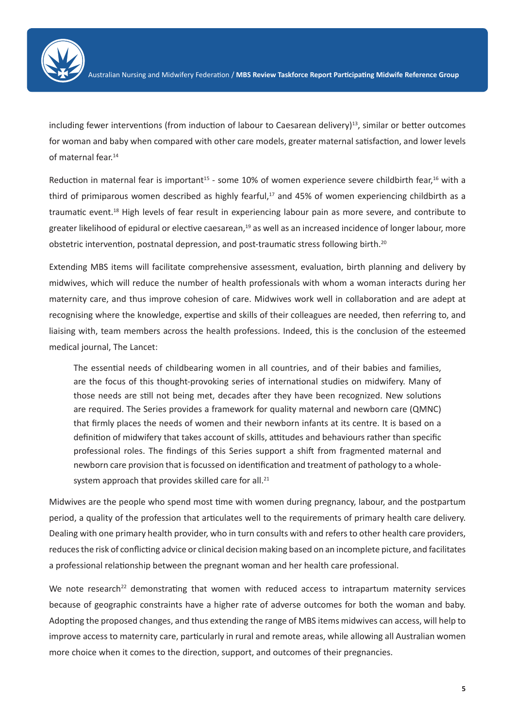including fewer interventions (from induction of labour to Caesarean delivery)[13], similar or better outcomes for woman and baby when compared with other care models, greater maternal satisfaction, and lower levels of maternal fear.[14]

Reduction in maternal fear is important[15] - some 10% of women experience severe childbirth fear,[16] with a third of primiparous women described as highly fearful,[17] and 45% of women experiencing childbirth as a traumatic event.[18] High levels of fear result in experiencing labour pain as more severe, and contribute to greater likelihood of epidural or elective caesarean,[19] as well as an increased incidence of longer labour, more obstetric intervention, postnatal depression, and post-traumatic stress following birth.[20]

Extending MBS items will facilitate comprehensive assessment, evaluation, birth planning and delivery by midwives, which will reduce the number of health professionals with whom a woman interacts during her maternity care, and thus improve cohesion of care. Midwives work well in collaboration and are adept at recognising where the knowledge, expertise and skills of their colleagues are needed, then referring to, and liaising with, team members across the health professions. Indeed, this is the conclusion of the esteemed medical journal, The Lancet:

> The essential needs of childbearing women in all countries, and of their babies and families, are the focus of this thought-provoking series of international studies on midwifery. Many of those needs are still not being met, decades after they have been recognized. New solutions are required. The Series provides a framework for quality maternal and newborn care (QMNC) that firmly places the needs of women and their newborn infants at its centre. It is based on a definition of midwifery that takes account of skills, attitudes and behaviours rather than specific professional roles. The findings of this Series support a shift from fragmented maternal and newborn care provision that is focussed on identification and treatment of pathology to a whole-system approach that provides skilled care for all.[21]

Midwives are the people who spend most time with women during pregnancy, labour, and the postpartum period, a quality of the profession that articulates well to the requirements of primary health care delivery. Dealing with one primary health provider, who in turn consults with and refers to other health care providers, reduces the risk of conflicting advice or clinical decision making based on an incomplete picture, and facilitates a professional relationship between the pregnant woman and her health care professional.

We note research[22] demonstrating that women with reduced access to intrapartum maternity services because of geographic constraints have a higher rate of adverse outcomes for both the woman and baby. Adopting the proposed changes, and thus extending the range of MBS items midwives can access, will help to improve access to maternity care, particularly in rural and remote areas, while allowing all Australian women more choice when it comes to the direction, support, and outcomes of their pregnancies.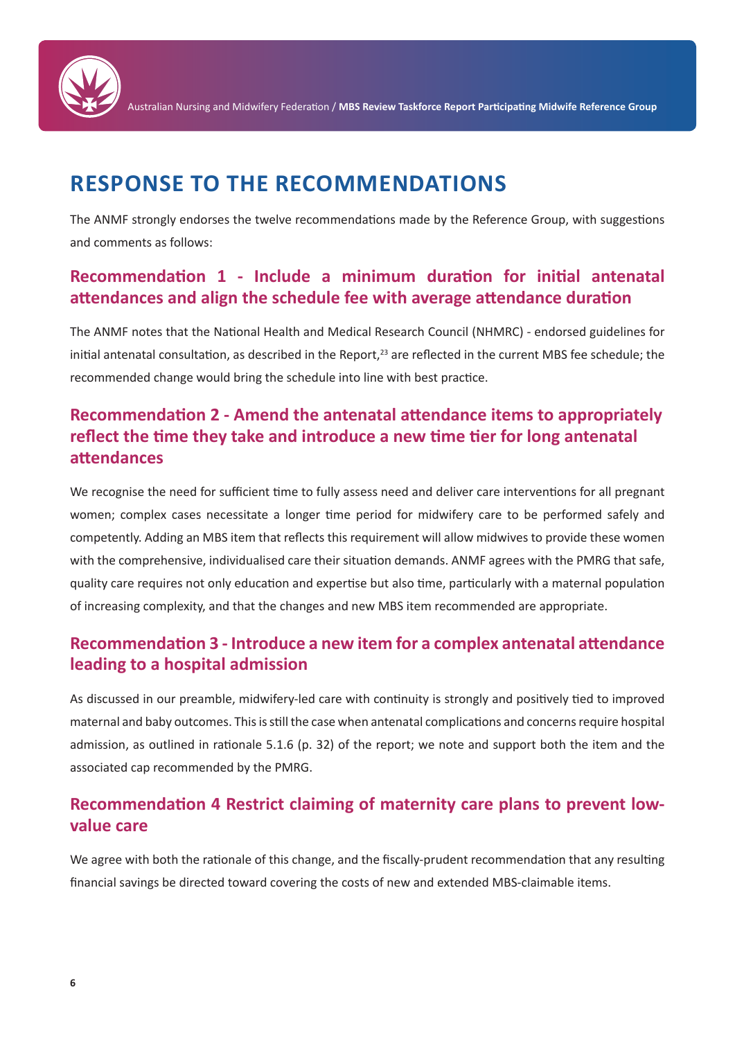# RESPONSE TO THE RECOMMENDATIONS

The ANMF strongly endorses the twelve recommendations made by the Reference Group, with suggestions and comments as follows:

## Recommendation 1 - Include a minimum duration for initial antenatal attendances and align the schedule fee with average attendance duration

The ANMF notes that the National Health and Medical Research Council (NHMRC) - endorsed guidelines for initial antenatal consultation, as described in the Report,[23] are reflected in the current MBS fee schedule; the recommended change would bring the schedule into line with best practice.

## Recommendation 2 - Amend the antenatal attendance items to appropriately reflect the time they take and introduce a new time tier for long antenatal attendances

We recognise the need for sufficient time to fully assess need and deliver care interventions for all pregnant women; complex cases necessitate a longer time period for midwifery care to be performed safely and competently. Adding an MBS item that reflects this requirement will allow midwives to provide these women with the comprehensive, individualised care their situation demands. ANMF agrees with the PMRG that safe, quality care requires not only education and expertise but also time, particularly with a maternal population of increasing complexity, and that the changes and new MBS item recommended are appropriate.

## Recommendation 3 - Introduce a new item for a complex antenatal attendance leading to a hospital admission

As discussed in our preamble, midwifery-led care with continuity is strongly and positively tied to improved maternal and baby outcomes. This is still the case when antenatal complications and concerns require hospital admission, as outlined in rationale 5.1.6 (p. 32) of the report; we note and support both the item and the associated cap recommended by the PMRG.

## Recommendation 4 Restrict claiming of maternity care plans to prevent low-value care

We agree with both the rationale of this change, and the fiscally-prudent recommendation that any resulting financial savings be directed toward covering the costs of new and extended MBS-claimable items.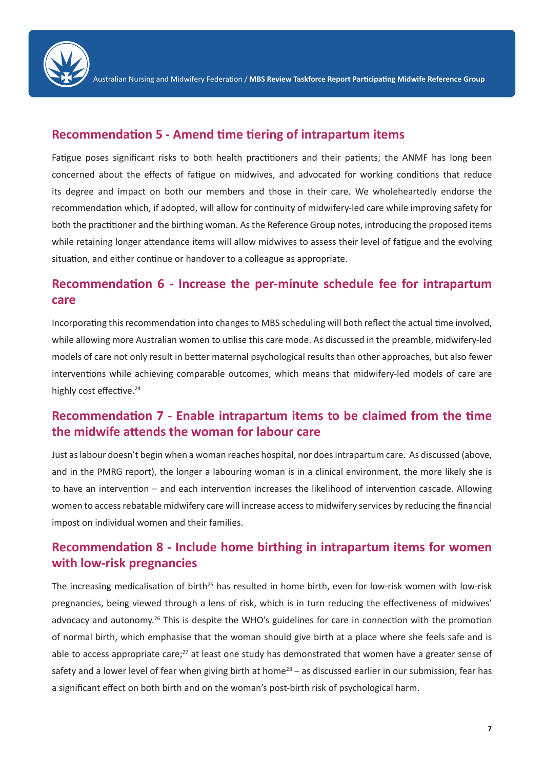## Recommendation 5 - Amend time tiering of intrapartum items

Fatigue poses significant risks to both health practitioners and their patients; the ANMF has long been concerned about the effects of fatigue on midwives, and advocated for working conditions that reduce its degree and impact on both our members and those in their care. We wholeheartedly endorse the recommendation which, if adopted, will allow for continuity of midwifery-led care while improving safety for both the practitioner and the birthing woman. As the Reference Group notes, introducing the proposed items while retaining longer attendance items will allow midwives to assess their level of fatigue and the evolving situation, and either continue or handover to a colleague as appropriate.

## Recommendation 6 - Increase the per-minute schedule fee for intrapartum care

Incorporating this recommendation into changes to MBS scheduling will both reflect the actual time involved, while allowing more Australian women to utilise this care mode. As discussed in the preamble, midwifery-led models of care not only result in better maternal psychological results than other approaches, but also fewer interventions while achieving comparable outcomes, which means that midwifery-led models of care are highly cost effective.[24]

## Recommendation 7 - Enable intrapartum items to be claimed from the time the midwife attends the woman for labour care

Just as labour doesn't begin when a woman reaches hospital, nor does intrapartum care. As discussed (above, and in the PMRG report), the longer a labouring woman is in a clinical environment, the more likely she is to have an intervention – and each intervention increases the likelihood of intervention cascade. Allowing women to access rebatable midwifery care will increase access to midwifery services by reducing the financial impost on individual women and their families.

## Recommendation 8 - Include home birthing in intrapartum items for women with low-risk pregnancies

The increasing medicalisation of birth[25] has resulted in home birth, even for low-risk women with low-risk pregnancies, being viewed through a lens of risk, which is in turn reducing the effectiveness of midwives' advocacy and autonomy.[26] This is despite the WHO's guidelines for care in connection with the promotion of normal birth, which emphasise that the woman should give birth at a place where she feels safe and is able to access appropriate care;[27] at least one study has demonstrated that women have a greater sense of safety and a lower level of fear when giving birth at home[28] – as discussed earlier in our submission, fear has a significant effect on both birth and on the woman's post-birth risk of psychological harm.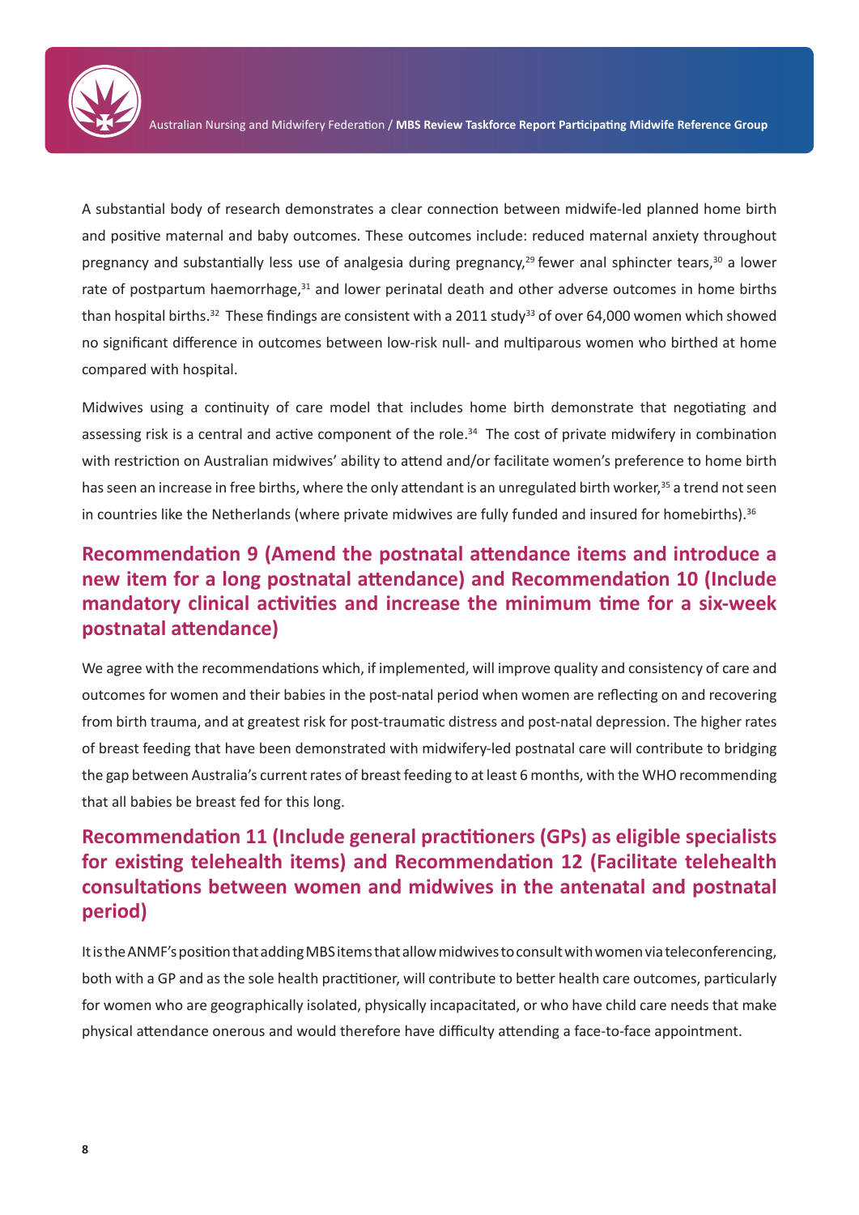A substantial body of research demonstrates a clear connection between midwife-led planned home birth and positive maternal and baby outcomes. These outcomes include: reduced maternal anxiety throughout pregnancy and substantially less use of analgesia during pregnancy,[29] fewer anal sphincter tears,[30] a lower rate of postpartum haemorrhage,[31] and lower perinatal death and other adverse outcomes in home births than hospital births.[32] These findings are consistent with a 2011 study[33] of over 64,000 women which showed no significant difference in outcomes between low-risk null- and multiparous women who birthed at home compared with hospital.

Midwives using a continuity of care model that includes home birth demonstrate that negotiating and assessing risk is a central and active component of the role.[34] The cost of private midwifery in combination with restriction on Australian midwives' ability to attend and/or facilitate women's preference to home birth has seen an increase in free births, where the only attendant is an unregulated birth worker,[35] a trend not seen in countries like the Netherlands (where private midwives are fully funded and insured for homebirths).[36]

## Recommendation 9 (Amend the postnatal attendance items and introduce a new item for a long postnatal attendance) and Recommendation 10 (Include mandatory clinical activities and increase the minimum time for a six-week postnatal attendance)

We agree with the recommendations which, if implemented, will improve quality and consistency of care and outcomes for women and their babies in the post-natal period when women are reflecting on and recovering from birth trauma, and at greatest risk for post-traumatic distress and post-natal depression. The higher rates of breast feeding that have been demonstrated with midwifery-led postnatal care will contribute to bridging the gap between Australia's current rates of breast feeding to at least 6 months, with the WHO recommending that all babies be breast fed for this long.

## Recommendation 11 (Include general practitioners (GPs) as eligible specialists for existing telehealth items) and Recommendation 12 (Facilitate telehealth consultations between women and midwives in the antenatal and postnatal period)

It is the ANMF's position that adding MBS items that allow midwives to consult with women via teleconferencing, both with a GP and as the sole health practitioner, will contribute to better health care outcomes, particularly for women who are geographically isolated, physically incapacitated, or who have child care needs that make physical attendance onerous and would therefore have difficulty attending a face-to-face appointment.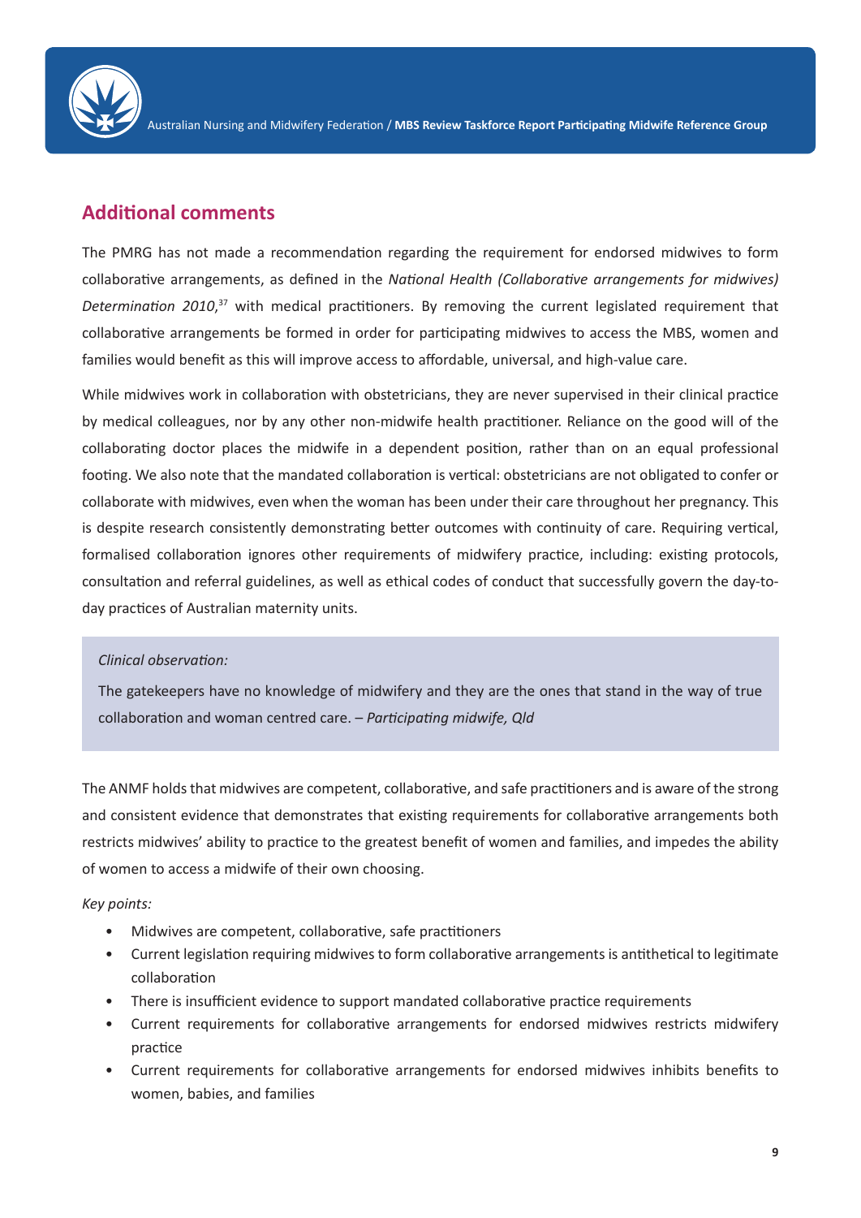## Additional comments

The PMRG has not made a recommendation regarding the requirement for endorsed midwives to form collaborative arrangements, as defined in the *National Health (Collaborative arrangements for midwives) Determination 2010*,[37] with medical practitioners. By removing the current legislated requirement that collaborative arrangements be formed in order for participating midwives to access the MBS, women and families would benefit as this will improve access to affordable, universal, and high-value care.

While midwives work in collaboration with obstetricians, they are never supervised in their clinical practice by medical colleagues, nor by any other non-midwife health practitioner. Reliance on the good will of the collaborating doctor places the midwife in a dependent position, rather than on an equal professional footing. We also note that the mandated collaboration is vertical: obstetricians are not obligated to confer or collaborate with midwives, even when the woman has been under their care throughout her pregnancy. This is despite research consistently demonstrating better outcomes with continuity of care. Requiring vertical, formalised collaboration ignores other requirements of midwifery practice, including: existing protocols, consultation and referral guidelines, as well as ethical codes of conduct that successfully govern the day-to-day practices of Australian maternity units.

> *Clinical observation:*
>
> The gatekeepers have no knowledge of midwifery and they are the ones that stand in the way of true collaboration and woman centred care. – *Participating midwife, Qld*

The ANMF holds that midwives are competent, collaborative, and safe practitioners and is aware of the strong and consistent evidence that demonstrates that existing requirements for collaborative arrangements both restricts midwives' ability to practice to the greatest benefit of women and families, and impedes the ability of women to access a midwife of their own choosing.

*Key points:*

- Midwives are competent, collaborative, safe practitioners
- Current legislation requiring midwives to form collaborative arrangements is antithetical to legitimate collaboration
- There is insufficient evidence to support mandated collaborative practice requirements
- Current requirements for collaborative arrangements for endorsed midwives restricts midwifery practice
- Current requirements for collaborative arrangements for endorsed midwives inhibits benefits to women, babies, and families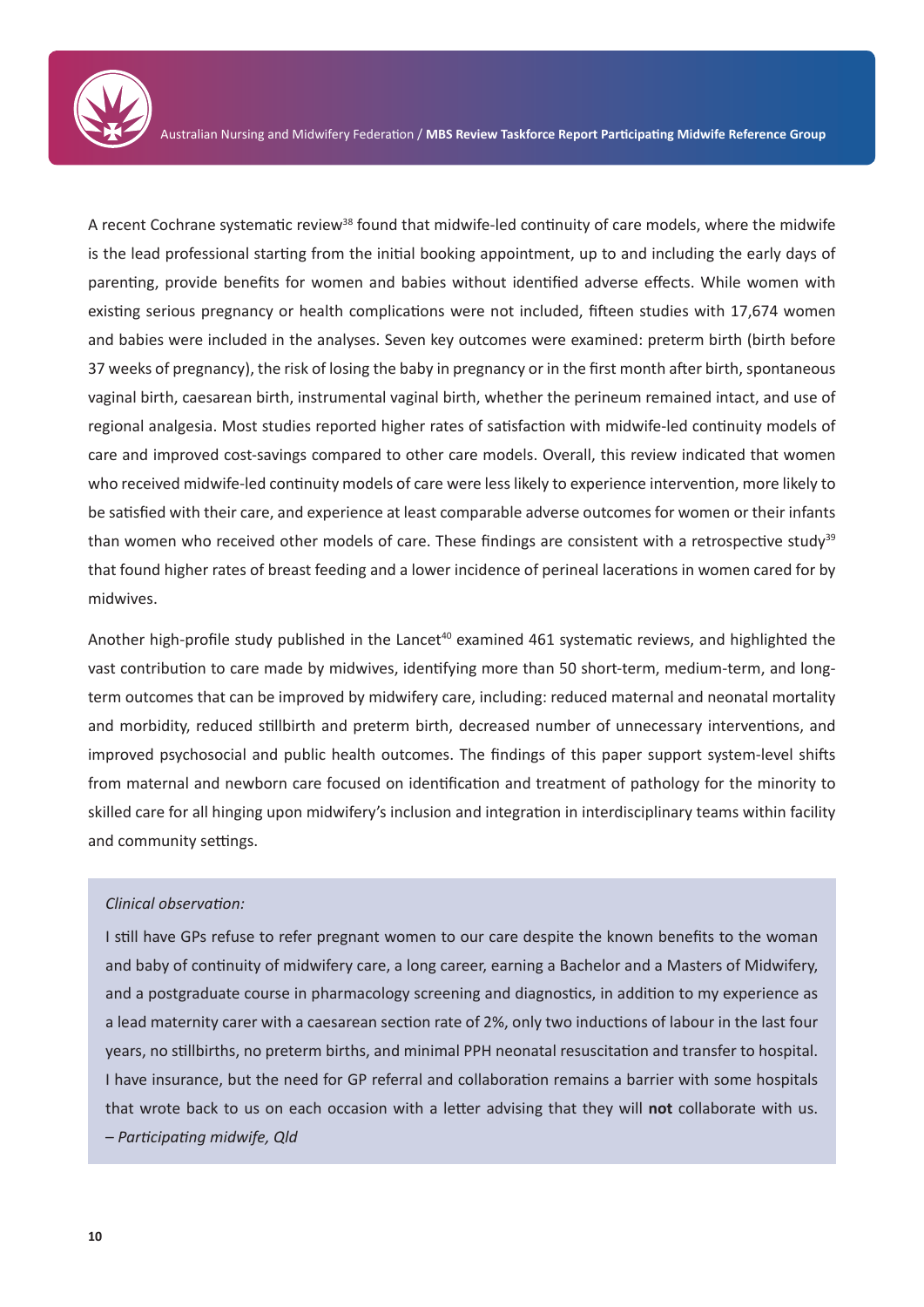A recent Cochrane systematic review[38] found that midwife-led continuity of care models, where the midwife is the lead professional starting from the initial booking appointment, up to and including the early days of parenting, provide benefits for women and babies without identified adverse effects. While women with existing serious pregnancy or health complications were not included, fifteen studies with 17,674 women and babies were included in the analyses. Seven key outcomes were examined: preterm birth (birth before 37 weeks of pregnancy), the risk of losing the baby in pregnancy or in the first month after birth, spontaneous vaginal birth, caesarean birth, instrumental vaginal birth, whether the perineum remained intact, and use of regional analgesia. Most studies reported higher rates of satisfaction with midwife-led continuity models of care and improved cost-savings compared to other care models. Overall, this review indicated that women who received midwife-led continuity models of care were less likely to experience intervention, more likely to be satisfied with their care, and experience at least comparable adverse outcomes for women or their infants than women who received other models of care. These findings are consistent with a retrospective study[39] that found higher rates of breast feeding and a lower incidence of perineal lacerations in women cared for by midwives.

Another high-profile study published in the Lancet[40] examined 461 systematic reviews, and highlighted the vast contribution to care made by midwives, identifying more than 50 short-term, medium-term, and long-term outcomes that can be improved by midwifery care, including: reduced maternal and neonatal mortality and morbidity, reduced stillbirth and preterm birth, decreased number of unnecessary interventions, and improved psychosocial and public health outcomes. The findings of this paper support system-level shifts from maternal and newborn care focused on identification and treatment of pathology for the minority to skilled care for all hinging upon midwifery's inclusion and integration in interdisciplinary teams within facility and community settings.

> *Clinical observation:*
>
> I still have GPs refuse to refer pregnant women to our care despite the known benefits to the woman and baby of continuity of midwifery care, a long career, earning a Bachelor and a Masters of Midwifery, and a postgraduate course in pharmacology screening and diagnostics, in addition to my experience as a lead maternity carer with a caesarean section rate of 2%, only two inductions of labour in the last four years, no stillbirths, no preterm births, and minimal PPH neonatal resuscitation and transfer to hospital. I have insurance, but the need for GP referral and collaboration remains a barrier with some hospitals that wrote back to us on each occasion with a letter advising that they will **not** collaborate with us. *– Participating midwife, Qld*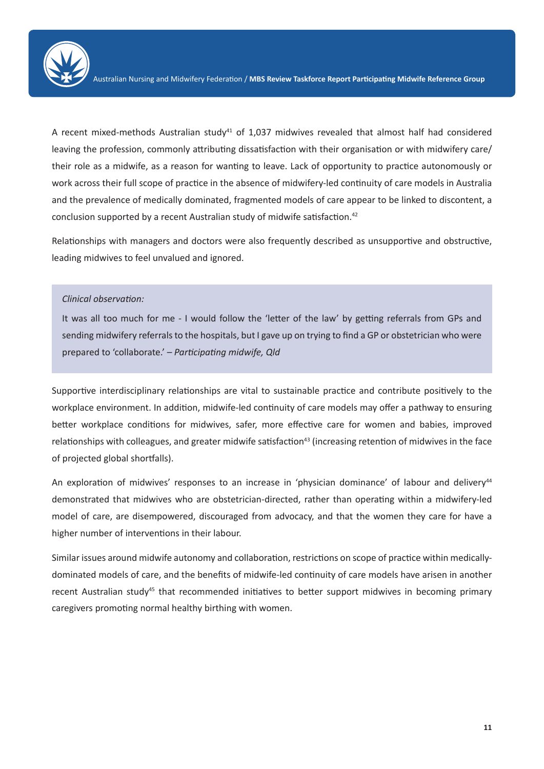A recent mixed-methods Australian study[41] of 1,037 midwives revealed that almost half had considered leaving the profession, commonly attributing dissatisfaction with their organisation or with midwifery care/ their role as a midwife, as a reason for wanting to leave. Lack of opportunity to practice autonomously or work across their full scope of practice in the absence of midwifery-led continuity of care models in Australia and the prevalence of medically dominated, fragmented models of care appear to be linked to discontent, a conclusion supported by a recent Australian study of midwife satisfaction.[42]

Relationships with managers and doctors were also frequently described as unsupportive and obstructive, leading midwives to feel unvalued and ignored.

> *Clinical observation:*
>
> It was all too much for me - I would follow the 'letter of the law' by getting referrals from GPs and sending midwifery referrals to the hospitals, but I gave up on trying to find a GP or obstetrician who were prepared to 'collaborate.' – *Participating midwife, Qld*

Supportive interdisciplinary relationships are vital to sustainable practice and contribute positively to the workplace environment. In addition, midwife-led continuity of care models may offer a pathway to ensuring better workplace conditions for midwives, safer, more effective care for women and babies, improved relationships with colleagues, and greater midwife satisfaction[43] (increasing retention of midwives in the face of projected global shortfalls).

An exploration of midwives' responses to an increase in 'physician dominance' of labour and delivery[44] demonstrated that midwives who are obstetrician-directed, rather than operating within a midwifery-led model of care, are disempowered, discouraged from advocacy, and that the women they care for have a higher number of interventions in their labour.

Similar issues around midwife autonomy and collaboration, restrictions on scope of practice within medically-dominated models of care, and the benefits of midwife-led continuity of care models have arisen in another recent Australian study[45] that recommended initiatives to better support midwives in becoming primary caregivers promoting normal healthy birthing with women.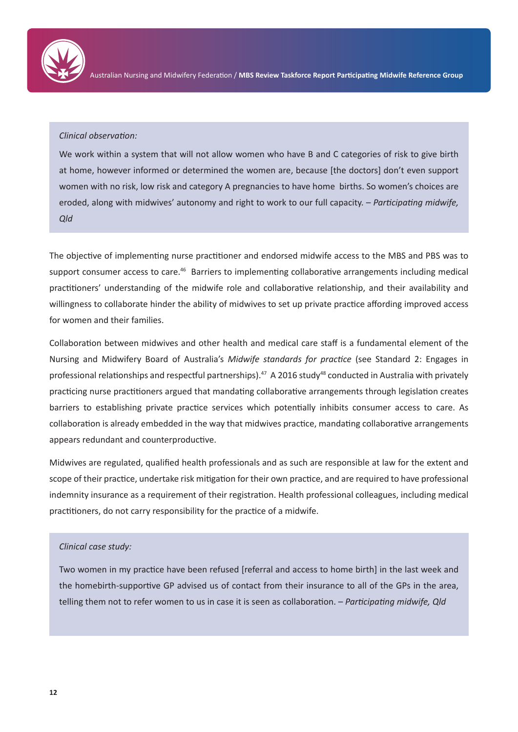*Clinical observation:*

We work within a system that will not allow women who have B and C categories of risk to give birth at home, however informed or determined the women are, because [the doctors] don't even support women with no risk, low risk and category A pregnancies to have home births. So women's choices are eroded, along with midwives' autonomy and right to work to our full capacity. – *Participating midwife, Qld*

The objective of implementing nurse practitioner and endorsed midwife access to the MBS and PBS was to support consumer access to care.[46] Barriers to implementing collaborative arrangements including medical practitioners' understanding of the midwife role and collaborative relationship, and their availability and willingness to collaborate hinder the ability of midwives to set up private practice affording improved access for women and their families.

Collaboration between midwives and other health and medical care staff is a fundamental element of the Nursing and Midwifery Board of Australia's *Midwife standards for practice* (see Standard 2: Engages in professional relationships and respectful partnerships).[47] A 2016 study[48] conducted in Australia with privately practicing nurse practitioners argued that mandating collaborative arrangements through legislation creates barriers to establishing private practice services which potentially inhibits consumer access to care. As collaboration is already embedded in the way that midwives practice, mandating collaborative arrangements appears redundant and counterproductive.

Midwives are regulated, qualified health professionals and as such are responsible at law for the extent and scope of their practice, undertake risk mitigation for their own practice, and are required to have professional indemnity insurance as a requirement of their registration. Health professional colleagues, including medical practitioners, do not carry responsibility for the practice of a midwife.

*Clinical case study:*

Two women in my practice have been refused [referral and access to home birth] in the last week and the homebirth-supportive GP advised us of contact from their insurance to all of the GPs in the area, telling them not to refer women to us in case it is seen as collaboration. – *Participating midwife, Qld*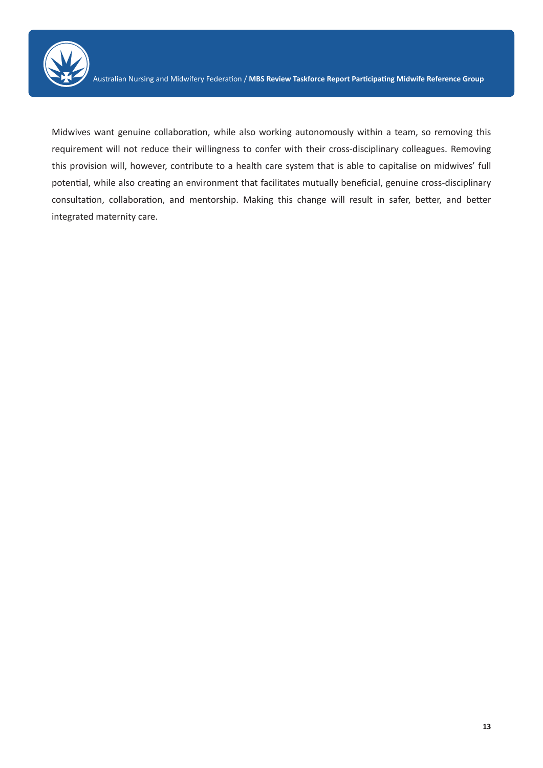Midwives want genuine collaboration, while also working autonomously within a team, so removing this requirement will not reduce their willingness to confer with their cross-disciplinary colleagues. Removing this provision will, however, contribute to a health care system that is able to capitalise on midwives' full potential, while also creating an environment that facilitates mutually beneficial, genuine cross-disciplinary consultation, collaboration, and mentorship. Making this change will result in safer, better, and better integrated maternity care.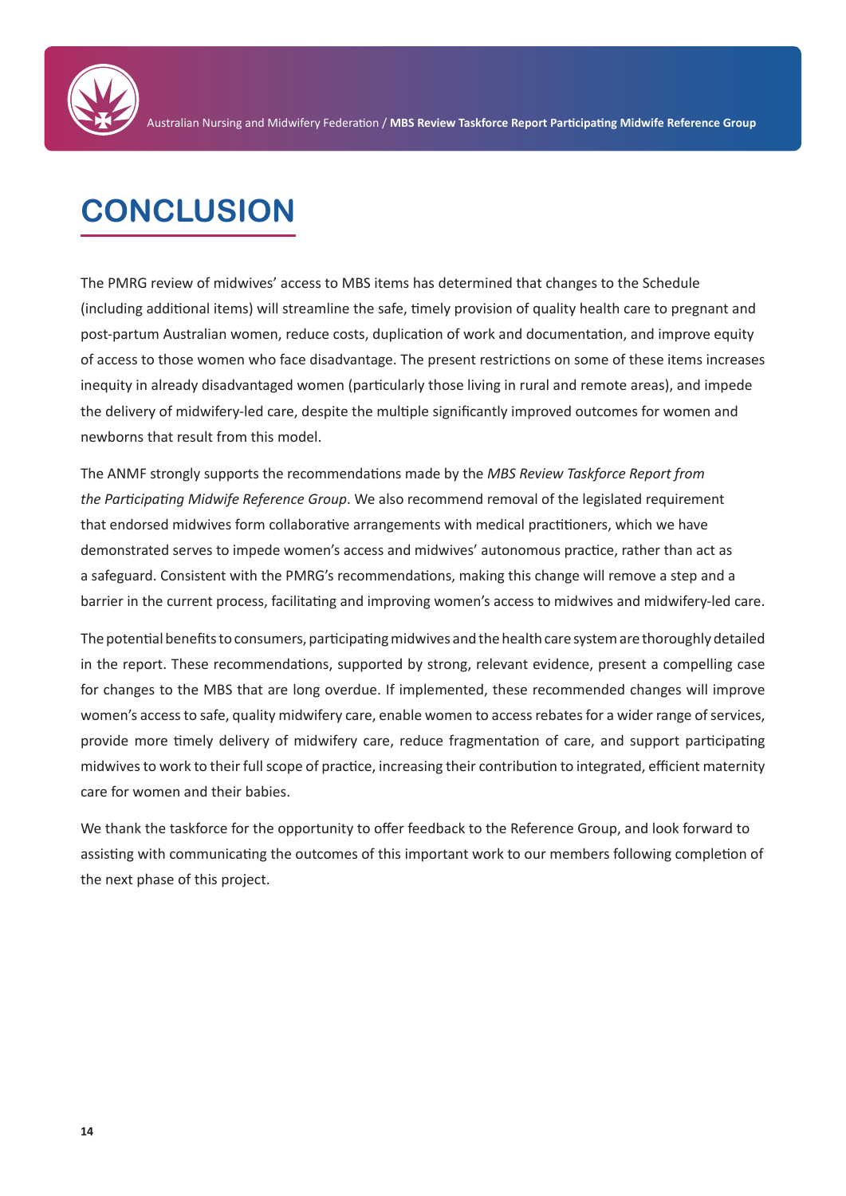# CONCLUSION

The PMRG review of midwives' access to MBS items has determined that changes to the Schedule (including additional items) will streamline the safe, timely provision of quality health care to pregnant and post-partum Australian women, reduce costs, duplication of work and documentation, and improve equity of access to those women who face disadvantage. The present restrictions on some of these items increases inequity in already disadvantaged women (particularly those living in rural and remote areas), and impede the delivery of midwifery-led care, despite the multiple significantly improved outcomes for women and newborns that result from this model.

The ANMF strongly supports the recommendations made by the *MBS Review Taskforce Report from the Participating Midwife Reference Group*. We also recommend removal of the legislated requirement that endorsed midwives form collaborative arrangements with medical practitioners, which we have demonstrated serves to impede women's access and midwives' autonomous practice, rather than act as a safeguard. Consistent with the PMRG's recommendations, making this change will remove a step and a barrier in the current process, facilitating and improving women's access to midwives and midwifery-led care.

The potential benefits to consumers, participating midwives and the health care system are thoroughly detailed in the report. These recommendations, supported by strong, relevant evidence, present a compelling case for changes to the MBS that are long overdue. If implemented, these recommended changes will improve women's access to safe, quality midwifery care, enable women to access rebates for a wider range of services, provide more timely delivery of midwifery care, reduce fragmentation of care, and support participating midwives to work to their full scope of practice, increasing their contribution to integrated, efficient maternity care for women and their babies.

We thank the taskforce for the opportunity to offer feedback to the Reference Group, and look forward to assisting with communicating the outcomes of this important work to our members following completion of the next phase of this project.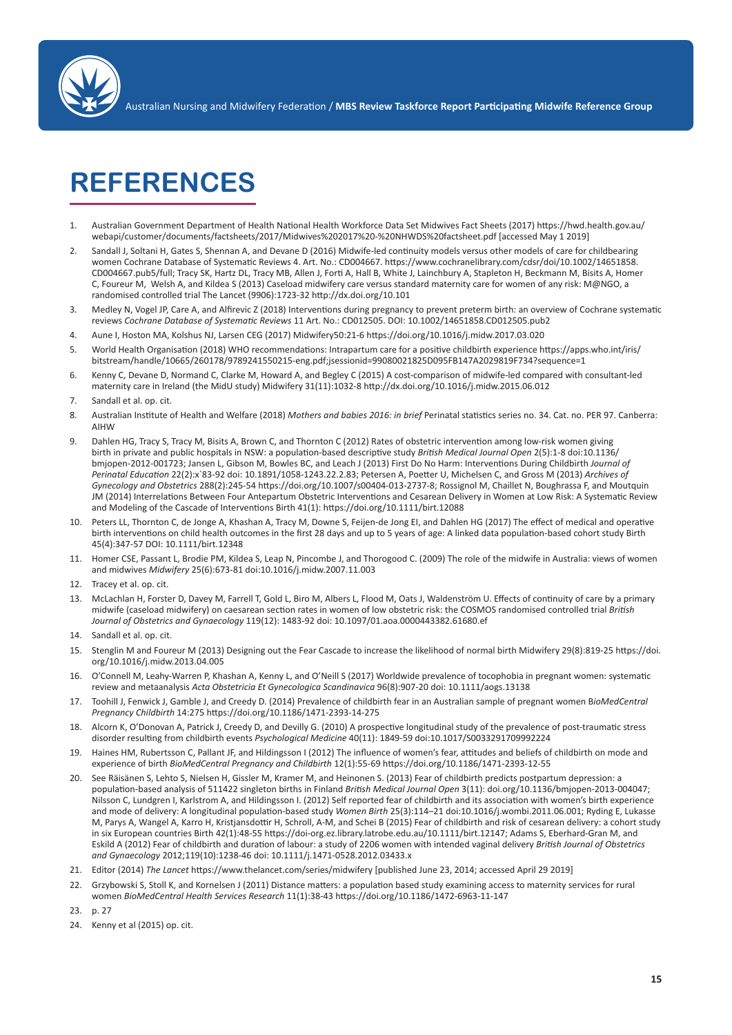# REFERENCES

1. Australian Government Department of Health National Health Workforce Data Set Midwives Fact Sheets (2017) https://hwd.health.gov.au/webapi/customer/documents/factsheets/2017/Midwives%202017%20-%20NHWDS%20factsheet.pdf [accessed May 1 2019]
2. Sandall J, Soltani H, Gates S, Shennan A, and Devane D (2016) Midwife-led continuity models versus other models of care for childbearing women Cochrane Database of Systematic Reviews 4. Art. No.: CD004667. https://www.cochranelibrary.com/cdsr/doi/10.1002/14651858.CD004667.pub5/full; Tracy SK, Hartz DL, Tracy MB, Allen J, Forti A, Hall B, White J, Lainchbury A, Stapleton H, Beckmann M, Bisits A, Homer C, Foureur M, Welsh A, and Kildea S (2013) Caseload midwifery care versus standard maternity care for women of any risk: M@NGO, a randomised controlled trial The Lancet (9906):1723-32 http://dx.doi.org/10.101
3. Medley N, Vogel JP, Care A, and Alfirevic Z (2018) Interventions during pregnancy to prevent preterm birth: an overview of Cochrane systematic reviews *Cochrane Database of Systematic Reviews* 11 Art. No.: CD012505. DOI: 10.1002/14651858.CD012505.pub2
4. Aune I, Hoston MA, Kolshus NJ, Larsen CEG (2017) Midwifery50:21-6 https://doi.org/10.1016/j.midw.2017.03.020
5. World Health Organisation (2018) WHO recommendations: Intrapartum care for a positive childbirth experience https://apps.who.int/iris/bitstream/handle/10665/260178/9789241550215-eng.pdf;jsessionid=99080021825D095FB147A2029819F734?sequence=1
6. Kenny C, Devane D, Normand C, Clarke M, Howard A, and Begley C (2015) A cost-comparison of midwife-led compared with consultant-led maternity care in Ireland (the MidU study) Midwifery 31(11):1032-8 http://dx.doi.org/10.1016/j.midw.2015.06.012
7. Sandall et al. op. cit.
8. Australian Institute of Health and Welfare (2018) *Mothers and babies 2016: in brief* Perinatal statistics series no. 34. Cat. no. PER 97. Canberra: AIHW
9. Dahlen HG, Tracy S, Tracy M, Bisits A, Brown C, and Thornton C (2012) Rates of obstetric intervention among low-risk women giving birth in private and public hospitals in NSW: a population-based descriptive study *British Medical Journal Open* 2(5):1-8 doi:10.1136/bmjopen-2012-001723; Jansen L, Gibson M, Bowles BC, and Leach J (2013) First Do No Harm: Interventions During Childbirth *Journal of Perinatal Education* 22(2):x`83-92 doi: 10.1891/1058-1243.22.2.83; Petersen A, Poetter U, Michelsen C, and Gross M (2013) *Archives of Gynecology and Obstetrics* 288(2):245-54 https://doi.org/10.1007/s00404-013-2737-8; Rossignol M, Chaillet N, Boughrassa F, and Moutquin JM (2014) Interrelations Between Four Antepartum Obstetric Interventions and Cesarean Delivery in Women at Low Risk: A Systematic Review and Modeling of the Cascade of Interventions Birth 41(1): https://doi.org/10.1111/birt.12088
10. Peters LL, Thornton C, de Jonge A, Khashan A, Tracy M, Downe S, Feijen-de Jong EI, and Dahlen HG (2017) The effect of medical and operative birth interventions on child health outcomes in the first 28 days and up to 5 years of age: A linked data population-based cohort study Birth 45(4):347-57 DOI: 10.1111/birt.12348
11. Homer CSE, Passant L, Brodie PM, Kildea S, Leap N, Pincombe J, and Thorogood C. (2009) The role of the midwife in Australia: views of women and midwives *Midwifery* 25(6):673-81 doi:10.1016/j.midw.2007.11.003
12. Tracey et al. op. cit.
13. McLachlan H, Forster D, Davey M, Farrell T, Gold L, Biro M, Albers L, Flood M, Oats J, Waldenström U. Effects of continuity of care by a primary midwife (caseload midwifery) on caesarean section rates in women of low obstetric risk: the COSMOS randomised controlled trial *British Journal of Obstetrics and Gynaecology* 119(12): 1483-92 doi: 10.1097/01.aoa.0000443382.61680.ef
14. Sandall et al. op. cit.
15. Stenglin M and Foureur M (2013) Designing out the Fear Cascade to increase the likelihood of normal birth Midwifery 29(8):819-25 https://doi.org/10.1016/j.midw.2013.04.005
16. O'Connell M, Leahy-Warren P, Khashan A, Kenny L, and O'Neill S (2017) Worldwide prevalence of tocophobia in pregnant women: systematic review and metaanalysis *Acta Obstetricia Et Gynecologica Scandinavica* 96(8):907-20 doi: 10.1111/aogs.13138
17. Toohill J, Fenwick J, Gamble J, and Creedy D. (2014) Prevalence of childbirth fear in an Australian sample of pregnant women B*ioMedCentral Pregnancy Childbirth* 14:275 https://doi.org/10.1186/1471-2393-14-275
18. Alcorn K, O'Donovan A, Patrick J, Creedy D, and Devilly G. (2010) A prospective longitudinal study of the prevalence of post-traumatic stress disorder resulting from childbirth events *Psychological Medicine* 40(11): 1849-59 doi:10.1017/S0033291709992224
19. Haines HM, Rubertsson C, Pallant JF, and Hildingsson I (2012) The influence of women's fear, attitudes and beliefs of childbirth on mode and experience of birth *BioMedCentral Pregnancy and Childbirth* 12(1):55-69 https://doi.org/10.1186/1471-2393-12-55
20. See Räisänen S, Lehto S, Nielsen H, Gissler M, Kramer M, and Heinonen S. (2013) Fear of childbirth predicts postpartum depression: a population-based analysis of 511422 singleton births in Finland *British Medical Journal Open* 3(11): doi.org/10.1136/bmjopen-2013-004047; Nilsson C, Lundgren I, Karlstrom A, and Hildingsson I. (2012) Self reported fear of childbirth and its association with women's birth experience and mode of delivery: A longitudinal population-based study *Women Birth* 25(3):114–21 doi:10.1016/j.wombi.2011.06.001; Ryding E, Lukasse M, Parys A, Wangel A, Karro H, Kristjansdottir H, Schroll, A-M, and Schei B (2015) Fear of childbirth and risk of cesarean delivery: a cohort study in six European countries Birth 42(1):48-55 https://doi-org.ez.library.latrobe.edu.au/10.1111/birt.12147; Adams S, Eberhard-Gran M, and Eskild A (2012) Fear of childbirth and duration of labour: a study of 2206 women with intended vaginal delivery *British Journal of Obstetrics and Gynaecology* 2012;119(10):1238-46 doi: 10.1111/j.1471-0528.2012.03433.x
21. Editor (2014) *The Lancet* https://www.thelancet.com/series/midwifery [published June 23, 2014; accessed April 29 2019]
22. Grzybowski S, Stoll K, and Kornelsen J (2011) Distance matters: a population based study examining access to maternity services for rural women *BioMedCentral Health Services Research* 11(1):38-43 https://doi.org/10.1186/1472-6963-11-147
23. p. 27
24. Kenny et al (2015) op. cit.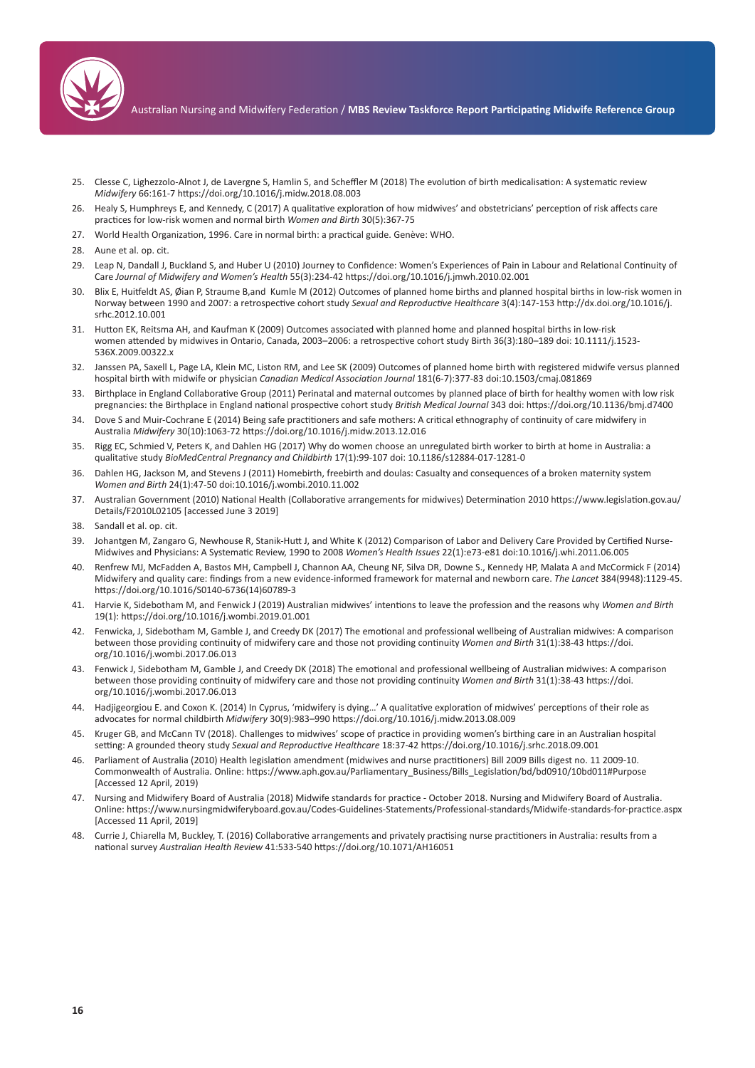25. Clesse C, Lighezzolo-Alnot J, de Lavergne S, Hamlin S, and Scheffler M (2018) The evolution of birth medicalisation: A systematic review *Midwifery* 66:161-7 https://doi.org/10.1016/j.midw.2018.08.003
26. Healy S, Humphreys E, and Kennedy, C (2017) A qualitative exploration of how midwives' and obstetricians' perception of risk affects care practices for low-risk women and normal birth *Women and Birth* 30(5):367-75
27. World Health Organization, 1996. Care in normal birth: a practical guide. Genève: WHO.
28. Aune et al. op. cit.
29. Leap N, Dandall J, Buckland S, and Huber U (2010) Journey to Confidence: Women's Experiences of Pain in Labour and Relational Continuity of Care *Journal of Midwifery and Women's Health* 55(3):234-42 https://doi.org/10.1016/j.jmwh.2010.02.001
30. Blix E, Huitfeldt AS, Øian P, Straume B,and Kumle M (2012) Outcomes of planned home births and planned hospital births in low-risk women in Norway between 1990 and 2007: a retrospective cohort study *Sexual and Reproductive Healthcare* 3(4):147-153 http://dx.doi.org/10.1016/j.srhc.2012.10.001
31. Hutton EK, Reitsma AH, and Kaufman K (2009) Outcomes associated with planned home and planned hospital births in low-risk women attended by midwives in Ontario, Canada, 2003–2006: a retrospective cohort study Birth 36(3):180–189 doi: 10.1111/j.1523-536X.2009.00322.x
32. Janssen PA, Saxell L, Page LA, Klein MC, Liston RM, and Lee SK (2009) Outcomes of planned home birth with registered midwife versus planned hospital birth with midwife or physician *Canadian Medical Association Journal* 181(6-7):377-83 doi:10.1503/cmaj.081869
33. Birthplace in England Collaborative Group (2011) Perinatal and maternal outcomes by planned place of birth for healthy women with low risk pregnancies: the Birthplace in England national prospective cohort study *British Medical Journal* 343 doi: https://doi.org/10.1136/bmj.d7400
34. Dove S and Muir-Cochrane E (2014) Being safe practitioners and safe mothers: A critical ethnography of continuity of care midwifery in Australia *Midwifery* 30(10):1063-72 https://doi.org/10.1016/j.midw.2013.12.016
35. Rigg EC, Schmied V, Peters K, and Dahlen HG (2017) Why do women choose an unregulated birth worker to birth at home in Australia: a qualitative study *BioMedCentral Pregnancy and Childbirth* 17(1):99-107 doi: 10.1186/s12884-017-1281-0
36. Dahlen HG, Jackson M, and Stevens J (2011) Homebirth, freebirth and doulas: Casualty and consequences of a broken maternity system *Women and Birth* 24(1):47-50 doi:10.1016/j.wombi.2010.11.002
37. Australian Government (2010) National Health (Collaborative arrangements for midwives) Determination 2010 https://www.legislation.gov.au/Details/F2010L02105 [accessed June 3 2019]
38. Sandall et al. op. cit.
39. Johantgen M, Zangaro G, Newhouse R, Stanik-Hutt J, and White K (2012) Comparison of Labor and Delivery Care Provided by Certified Nurse-Midwives and Physicians: A Systematic Review, 1990 to 2008 *Women's Health Issues* 22(1):e73-e81 doi:10.1016/j.whi.2011.06.005
40. Renfrew MJ, McFadden A, Bastos MH, Campbell J, Channon AA, Cheung NF, Silva DR, Downe S., Kennedy HP, Malata A and McCormick F (2014) Midwifery and quality care: findings from a new evidence-informed framework for maternal and newborn care. *The Lancet* 384(9948):1129-45. https://doi.org/10.1016/S0140-6736(14)60789-3
41. Harvie K, Sidebotham M, and Fenwick J (2019) Australian midwives' intentions to leave the profession and the reasons why *Women and Birth* 19(1): https://doi.org/10.1016/j.wombi.2019.01.001
42. Fenwicka, J, Sidebotham M, Gamble J, and Creedy DK (2017) The emotional and professional wellbeing of Australian midwives: A comparison between those providing continuity of midwifery care and those not providing continuity *Women and Birth* 31(1):38-43 https://doi.org/10.1016/j.wombi.2017.06.013
43. Fenwick J, Sidebotham M, Gamble J, and Creedy DK (2018) The emotional and professional wellbeing of Australian midwives: A comparison between those providing continuity of midwifery care and those not providing continuity *Women and Birth* 31(1):38-43 https://doi.org/10.1016/j.wombi.2017.06.013
44. Hadjigeorgiou E. and Coxon K. (2014) In Cyprus, 'midwifery is dying…' A qualitative exploration of midwives' perceptions of their role as advocates for normal childbirth *Midwifery* 30(9):983–990 https://doi.org/10.1016/j.midw.2013.08.009
45. Kruger GB, and McCann TV (2018). Challenges to midwives' scope of practice in providing women's birthing care in an Australian hospital setting: A grounded theory study *Sexual and Reproductive Healthcare* 18:37-42 https://doi.org/10.1016/j.srhc.2018.09.001
46. Parliament of Australia (2010) Health legislation amendment (midwives and nurse practitioners) Bill 2009 Bills digest no. 11 2009-10. Commonwealth of Australia. Online: https://www.aph.gov.au/Parliamentary_Business/Bills_Legislation/bd/bd0910/10bd011#Purpose [Accessed 12 April, 2019)
47. Nursing and Midwifery Board of Australia (2018) Midwife standards for practice - October 2018. Nursing and Midwifery Board of Australia. Online: https://www.nursingmidwiferyboard.gov.au/Codes-Guidelines-Statements/Professional-standards/Midwife-standards-for-practice.aspx [Accessed 11 April, 2019]
48. Currie J, Chiarella M, Buckley, T. (2016) Collaborative arrangements and privately practising nurse practitioners in Australia: results from a national survey *Australian Health Review* 41:533-540 https://doi.org/10.1071/AH16051